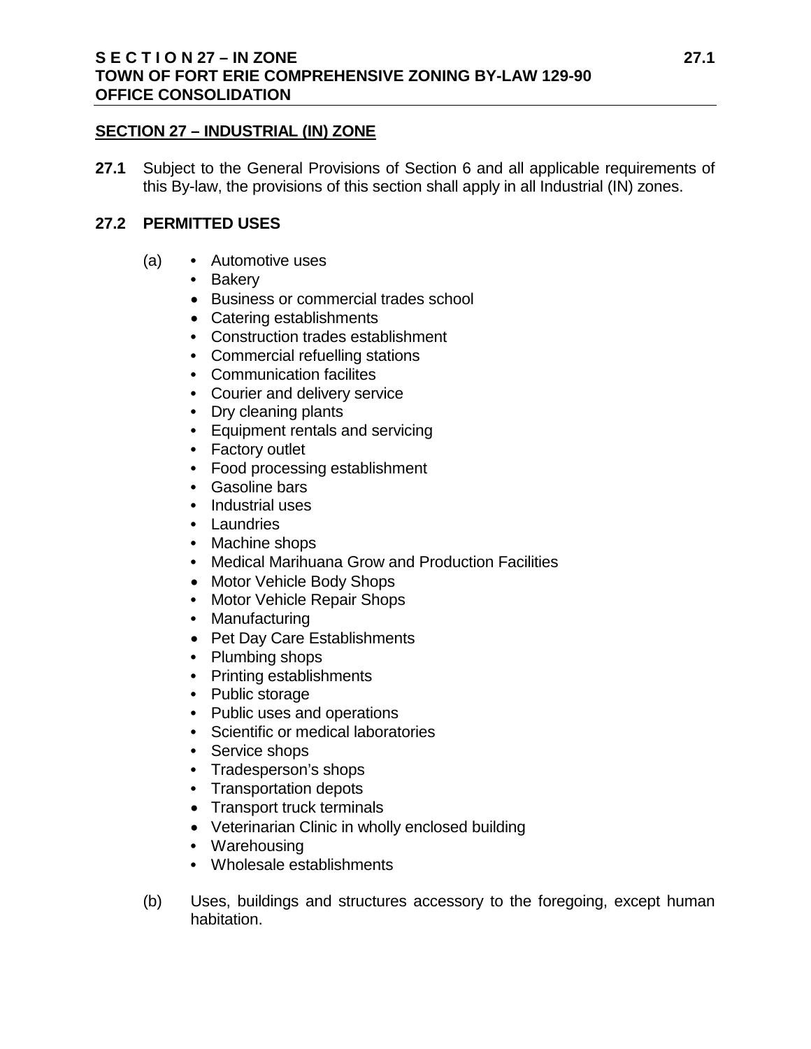## SECTION 27 – INDUSTRIAL (IN) ZONE

**27.1** Subject to the General Provisions of Section 6 and all applicable requirements of this By-law, the provisions of this section shall apply in all Industrial (IN) zones.

### 27.2 PERMITTED USES

(a)
- Automotive uses
- Bakery
- Business or commercial trades school
- Catering establishments
- Construction trades establishment
- Commercial refuelling stations
- Communication facilites
- Courier and delivery service
- Dry cleaning plants
- Equipment rentals and servicing
- Factory outlet
- Food processing establishment
- Gasoline bars
- Industrial uses
- Laundries
- Machine shops
- Medical Marihuana Grow and Production Facilities
- Motor Vehicle Body Shops
- Motor Vehicle Repair Shops
- Manufacturing
- Pet Day Care Establishments
- Plumbing shops
- Printing establishments
- Public storage
- Public uses and operations
- Scientific or medical laboratories
- Service shops
- Tradesperson's shops
- Transportation depots
- Transport truck terminals
- Veterinarian Clinic in wholly enclosed building
- Warehousing
- Wholesale establishments

(b) Uses, buildings and structures accessory to the foregoing, except human habitation.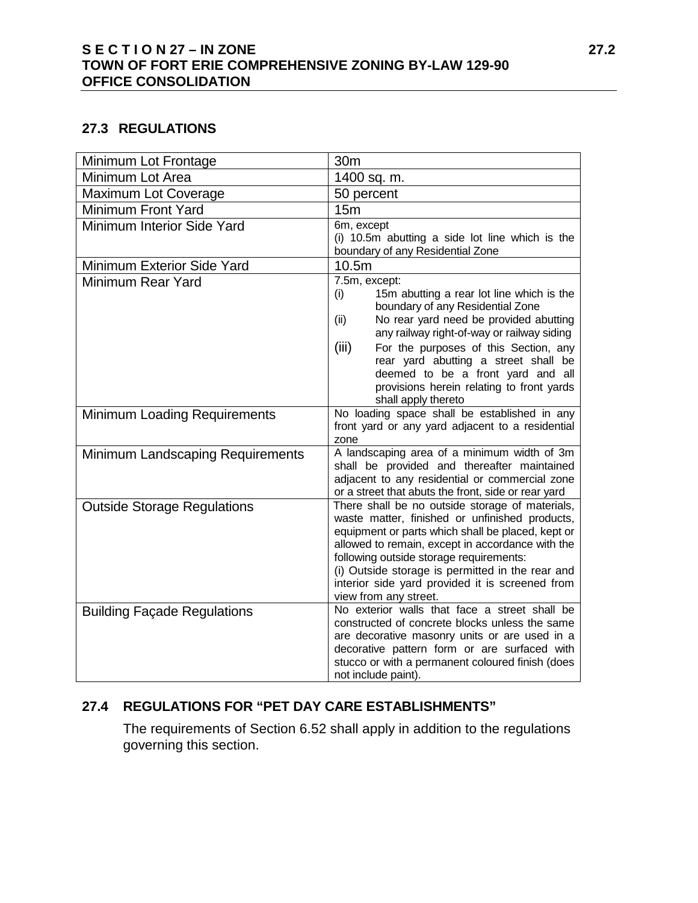## 27.3 REGULATIONS

| | |
|---|---|
| Minimum Lot Frontage | 30m |
| Minimum Lot Area | 1400 sq. m. |
| Maximum Lot Coverage | 50 percent |
| Minimum Front Yard | 15m |
| Minimum Interior Side Yard | 6m, except<br>(i) 10.5m abutting a side lot line which is the boundary of any Residential Zone |
| Minimum Exterior Side Yard | 10.5m |
| Minimum Rear Yard | 7.5m, except:<br>(i) 15m abutting a rear lot line which is the boundary of any Residential Zone<br>(ii) No rear yard need be provided abutting any railway right-of-way or railway siding<br>(iii) For the purposes of this Section, any rear yard abutting a street shall be deemed to be a front yard and all provisions herein relating to front yards shall apply thereto |
| Minimum Loading Requirements | No loading space shall be established in any front yard or any yard adjacent to a residential zone |
| Minimum Landscaping Requirements | A landscaping area of a minimum width of 3m shall be provided and thereafter maintained adjacent to any residential or commercial zone or a street that abuts the front, side or rear yard |
| Outside Storage Regulations | There shall be no outside storage of materials, waste matter, finished or unfinished products, equipment or parts which shall be placed, kept or allowed to remain, except in accordance with the following outside storage requirements:<br>(i) Outside storage is permitted in the rear and interior side yard provided it is screened from view from any street. |
| Building Façade Regulations | No exterior walls that face a street shall be constructed of concrete blocks unless the same are decorative masonry units or are used in a decorative pattern form or are surfaced with stucco or with a permanent coloured finish (does not include paint). |

## 27.4 REGULATIONS FOR "PET DAY CARE ESTABLISHMENTS"

The requirements of Section 6.52 shall apply in addition to the regulations governing this section.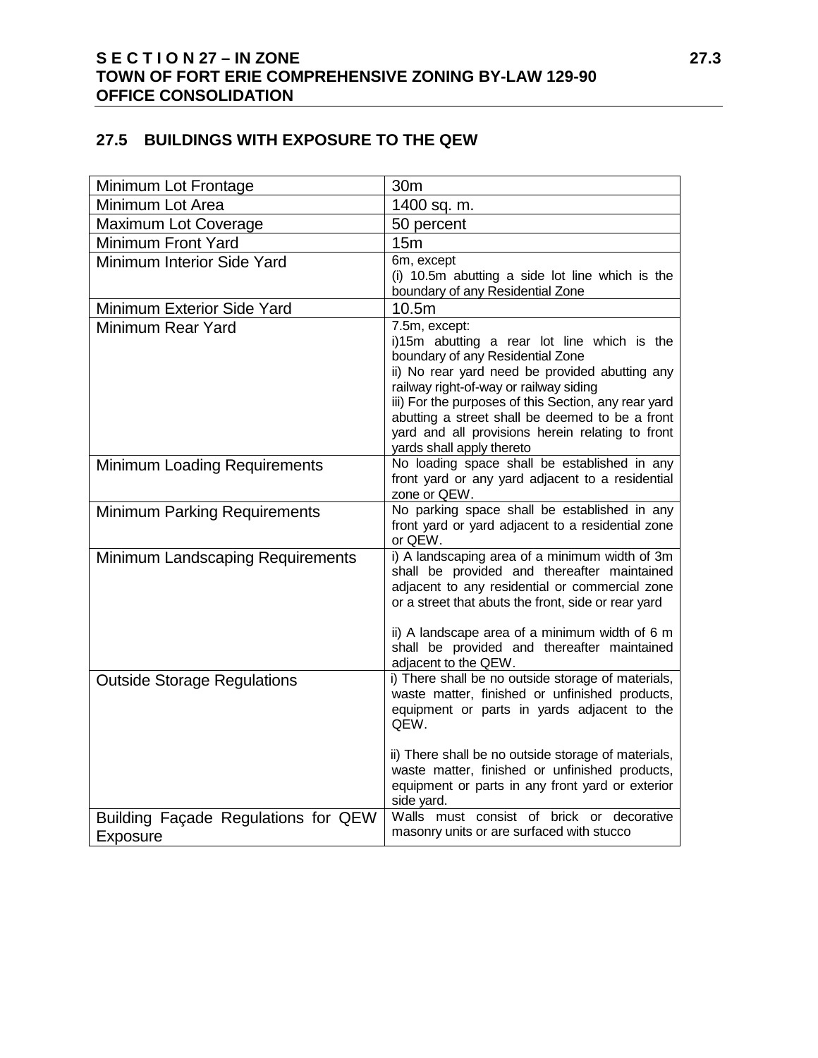## 27.5 BUILDINGS WITH EXPOSURE TO THE QEW

| | |
|---|---|
| Minimum Lot Frontage | 30m |
| Minimum Lot Area | 1400 sq. m. |
| Maximum Lot Coverage | 50 percent |
| Minimum Front Yard | 15m |
| Minimum Interior Side Yard | 6m, except<br>(i) 10.5m abutting a side lot line which is the boundary of any Residential Zone |
| Minimum Exterior Side Yard | 10.5m |
| Minimum Rear Yard | 7.5m, except:<br>i)15m abutting a rear lot line which is the boundary of any Residential Zone<br>ii) No rear yard need be provided abutting any railway right-of-way or railway siding<br>iii) For the purposes of this Section, any rear yard abutting a street shall be deemed to be a front yard and all provisions herein relating to front yards shall apply thereto |
| Minimum Loading Requirements | No loading space shall be established in any front yard or any yard adjacent to a residential zone or QEW. |
| Minimum Parking Requirements | No parking space shall be established in any front yard or yard adjacent to a residential zone or QEW. |
| Minimum Landscaping Requirements | i) A landscaping area of a minimum width of 3m shall be provided and thereafter maintained adjacent to any residential or commercial zone or a street that abuts the front, side or rear yard<br><br>ii) A landscape area of a minimum width of 6 m shall be provided and thereafter maintained adjacent to the QEW. |
| Outside Storage Regulations | i) There shall be no outside storage of materials, waste matter, finished or unfinished products, equipment or parts in yards adjacent to the QEW.<br><br>ii) There shall be no outside storage of materials, waste matter, finished or unfinished products, equipment or parts in any front yard or exterior side yard. |
| Building Façade Regulations for QEW Exposure | Walls must consist of brick or decorative masonry units or are surfaced with stucco |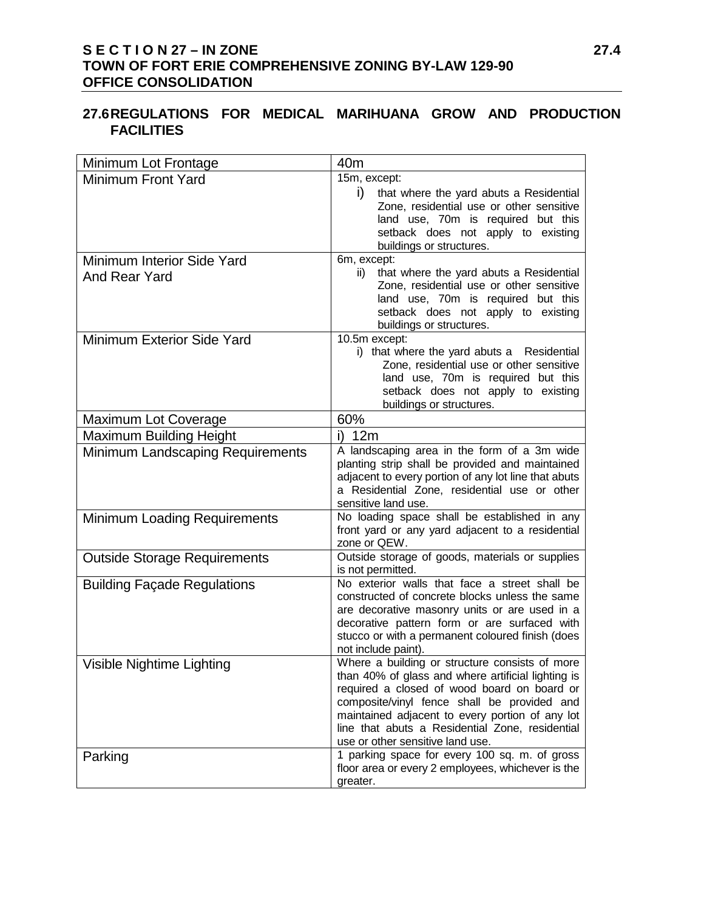## 27.6 REGULATIONS FOR MEDICAL MARIHUANA GROW AND PRODUCTION FACILITIES

| | |
|---|---|
| Minimum Lot Frontage | 40m |
| Minimum Front Yard | 15m, except:<br>i) that where the yard abuts a Residential Zone, residential use or other sensitive land use, 70m is required but this setback does not apply to existing buildings or structures. |
| Minimum Interior Side Yard And Rear Yard | 6m, except:<br>ii) that where the yard abuts a Residential Zone, residential use or other sensitive land use, 70m is required but this setback does not apply to existing buildings or structures. |
| Minimum Exterior Side Yard | 10.5m except:<br>i) that where the yard abuts a Residential Zone, residential use or other sensitive land use, 70m is required but this setback does not apply to existing buildings or structures. |
| Maximum Lot Coverage | 60% |
| Maximum Building Height | i) 12m |
| Minimum Landscaping Requirements | A landscaping area in the form of a 3m wide planting strip shall be provided and maintained adjacent to every portion of any lot line that abuts a Residential Zone, residential use or other sensitive land use. |
| Minimum Loading Requirements | No loading space shall be established in any front yard or any yard adjacent to a residential zone or QEW. |
| Outside Storage Requirements | Outside storage of goods, materials or supplies is not permitted. |
| Building Façade Regulations | No exterior walls that face a street shall be constructed of concrete blocks unless the same are decorative masonry units or are used in a decorative pattern form or are surfaced with stucco or with a permanent coloured finish (does not include paint). |
| Visible Nightime Lighting | Where a building or structure consists of more than 40% of glass and where artificial lighting is required a closed of wood board on board or composite/vinyl fence shall be provided and maintained adjacent to every portion of any lot line that abuts a Residential Zone, residential use or other sensitive land use. |
| Parking | 1 parking space for every 100 sq. m. of gross floor area or every 2 employees, whichever is the greater. |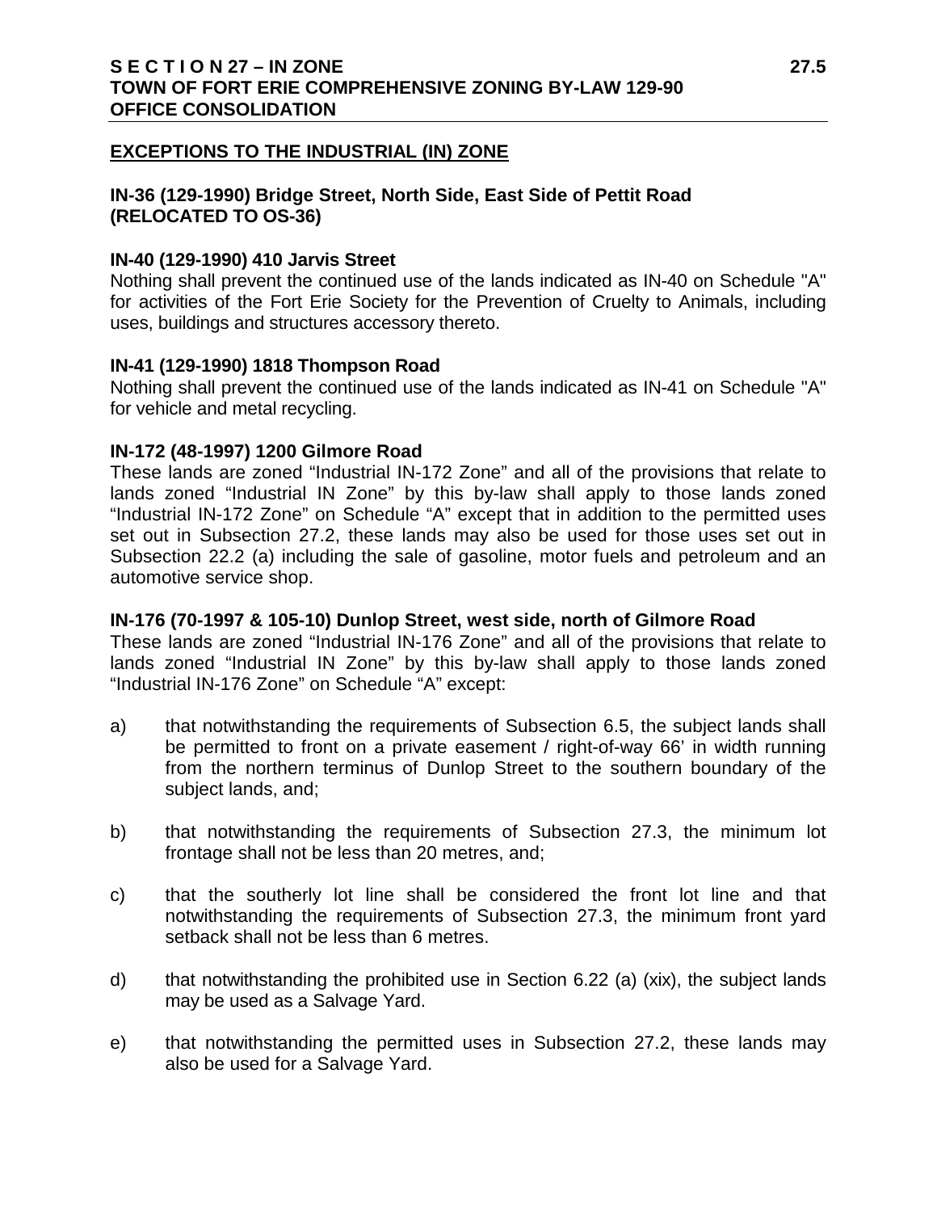## EXCEPTIONS TO THE INDUSTRIAL (IN) ZONE

### IN-36 (129-1990) Bridge Street, North Side, East Side of Pettit Road (RELOCATED TO OS-36)

### IN-40 (129-1990) 410 Jarvis Street

Nothing shall prevent the continued use of the lands indicated as IN-40 on Schedule "A" for activities of the Fort Erie Society for the Prevention of Cruelty to Animals, including uses, buildings and structures accessory thereto.

### IN-41 (129-1990) 1818 Thompson Road

Nothing shall prevent the continued use of the lands indicated as IN-41 on Schedule "A" for vehicle and metal recycling.

### IN-172 (48-1997) 1200 Gilmore Road

These lands are zoned "Industrial IN-172 Zone" and all of the provisions that relate to lands zoned "Industrial IN Zone" by this by-law shall apply to those lands zoned "Industrial IN-172 Zone" on Schedule "A" except that in addition to the permitted uses set out in Subsection 27.2, these lands may also be used for those uses set out in Subsection 22.2 (a) including the sale of gasoline, motor fuels and petroleum and an automotive service shop.

### IN-176 (70-1997 & 105-10) Dunlop Street, west side, north of Gilmore Road

These lands are zoned "Industrial IN-176 Zone" and all of the provisions that relate to lands zoned "Industrial IN Zone" by this by-law shall apply to those lands zoned "Industrial IN-176 Zone" on Schedule "A" except:

a) that notwithstanding the requirements of Subsection 6.5, the subject lands shall be permitted to front on a private easement / right-of-way 66' in width running from the northern terminus of Dunlop Street to the southern boundary of the subject lands, and;

b) that notwithstanding the requirements of Subsection 27.3, the minimum lot frontage shall not be less than 20 metres, and;

c) that the southerly lot line shall be considered the front lot line and that notwithstanding the requirements of Subsection 27.3, the minimum front yard setback shall not be less than 6 metres.

d) that notwithstanding the prohibited use in Section 6.22 (a) (xix), the subject lands may be used as a Salvage Yard.

e) that notwithstanding the permitted uses in Subsection 27.2, these lands may also be used for a Salvage Yard.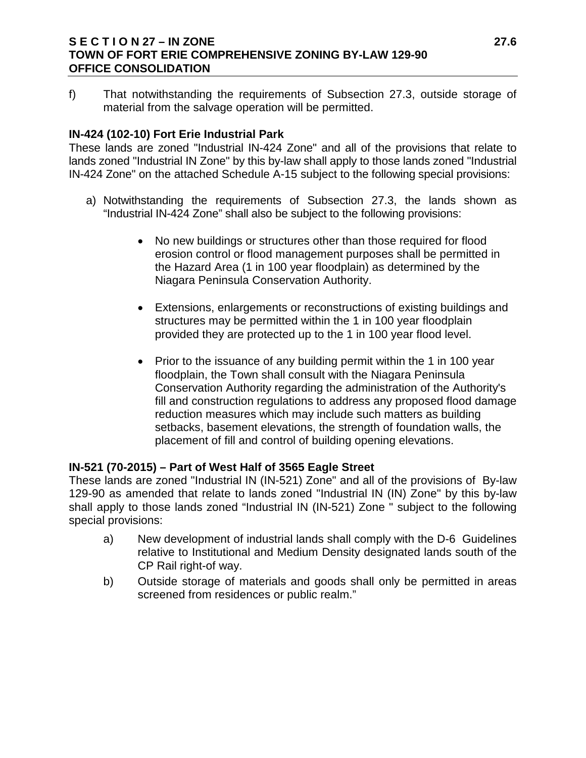f) That notwithstanding the requirements of Subsection 27.3, outside storage of material from the salvage operation will be permitted.

**IN-424 (102-10) Fort Erie Industrial Park**

These lands are zoned "Industrial IN-424 Zone" and all of the provisions that relate to lands zoned "Industrial IN Zone" by this by-law shall apply to those lands zoned "Industrial IN-424 Zone" on the attached Schedule A-15 subject to the following special provisions:

a) Notwithstanding the requirements of Subsection 27.3, the lands shown as "Industrial IN-424 Zone" shall also be subject to the following provisions:

- No new buildings or structures other than those required for flood erosion control or flood management purposes shall be permitted in the Hazard Area (1 in 100 year floodplain) as determined by the Niagara Peninsula Conservation Authority.

- Extensions, enlargements or reconstructions of existing buildings and structures may be permitted within the 1 in 100 year floodplain provided they are protected up to the 1 in 100 year flood level.

- Prior to the issuance of any building permit within the 1 in 100 year floodplain, the Town shall consult with the Niagara Peninsula Conservation Authority regarding the administration of the Authority's fill and construction regulations to address any proposed flood damage reduction measures which may include such matters as building setbacks, basement elevations, the strength of foundation walls, the placement of fill and control of building opening elevations.

**IN-521 (70-2015) – Part of West Half of 3565 Eagle Street**

These lands are zoned "Industrial IN (IN-521) Zone" and all of the provisions of By-law 129-90 as amended that relate to lands zoned "Industrial IN (IN) Zone" by this by-law shall apply to those lands zoned "Industrial IN (IN-521) Zone " subject to the following special provisions:

a) New development of industrial lands shall comply with the D-6 Guidelines relative to Institutional and Medium Density designated lands south of the CP Rail right-of way.

b) Outside storage of materials and goods shall only be permitted in areas screened from residences or public realm."